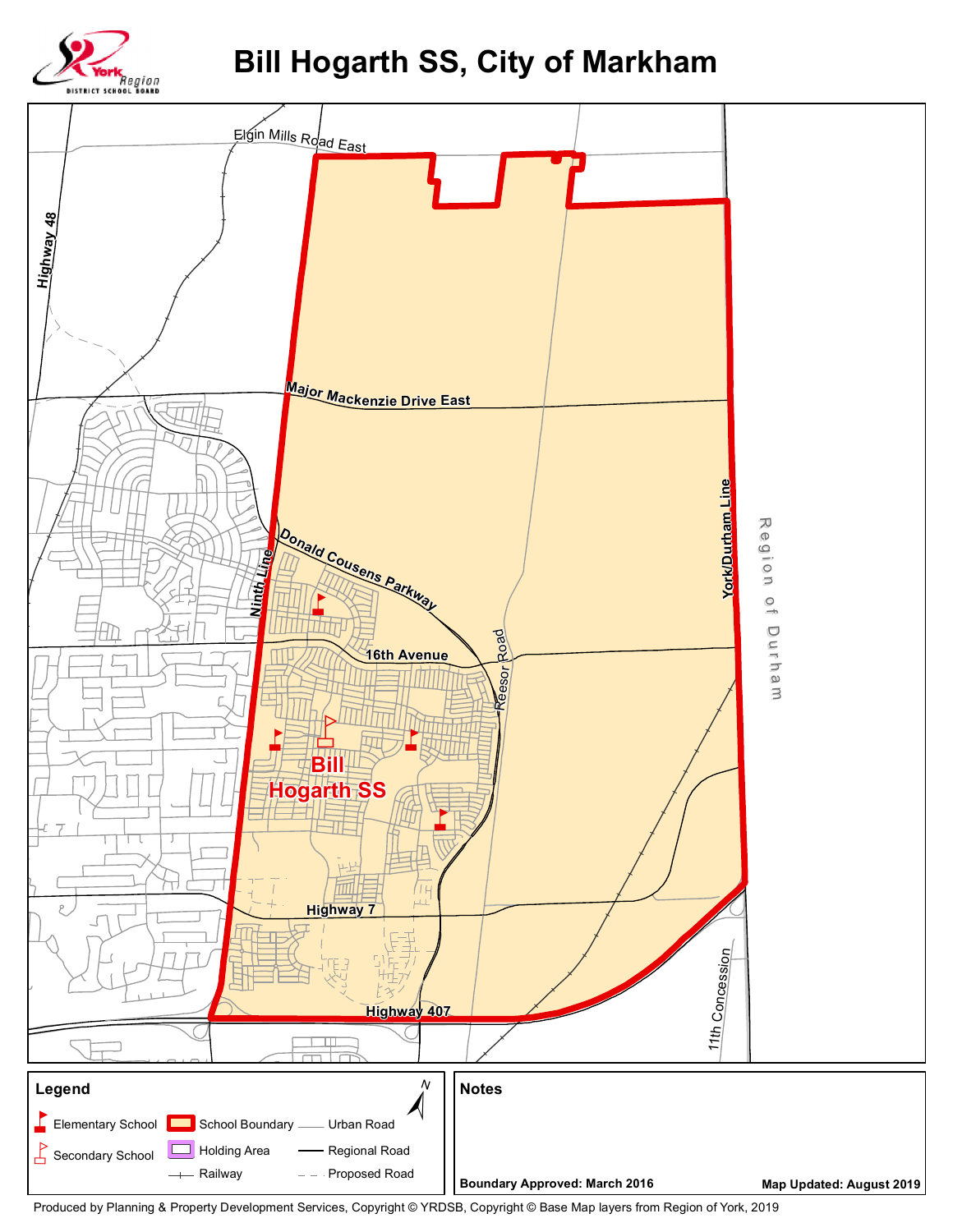# Bill Hogarth SS, City of Markham

York Region District School Board

Elgin Mills Road East

Highway 48

Major Mackenzie Drive East

Donald Cousens Parkway

Ninth Line

16th Avenue

Reesor Road

York/Durham Line

Region of Durham

Bill Hogarth SS

Highway 7

Highway 407

11th Concession

## Legend

- Elementary School
- Secondary School
- School Boundary
- Holding Area
- Railway
- Urban Road
- Regional Road
- Proposed Road

## Notes

**Boundary Approved: March 2016**

**Map Updated: August 2019**

Produced by Planning & Property Development Services, Copyright © YRDSB, Copyright © Base Map layers from Region of York, 2019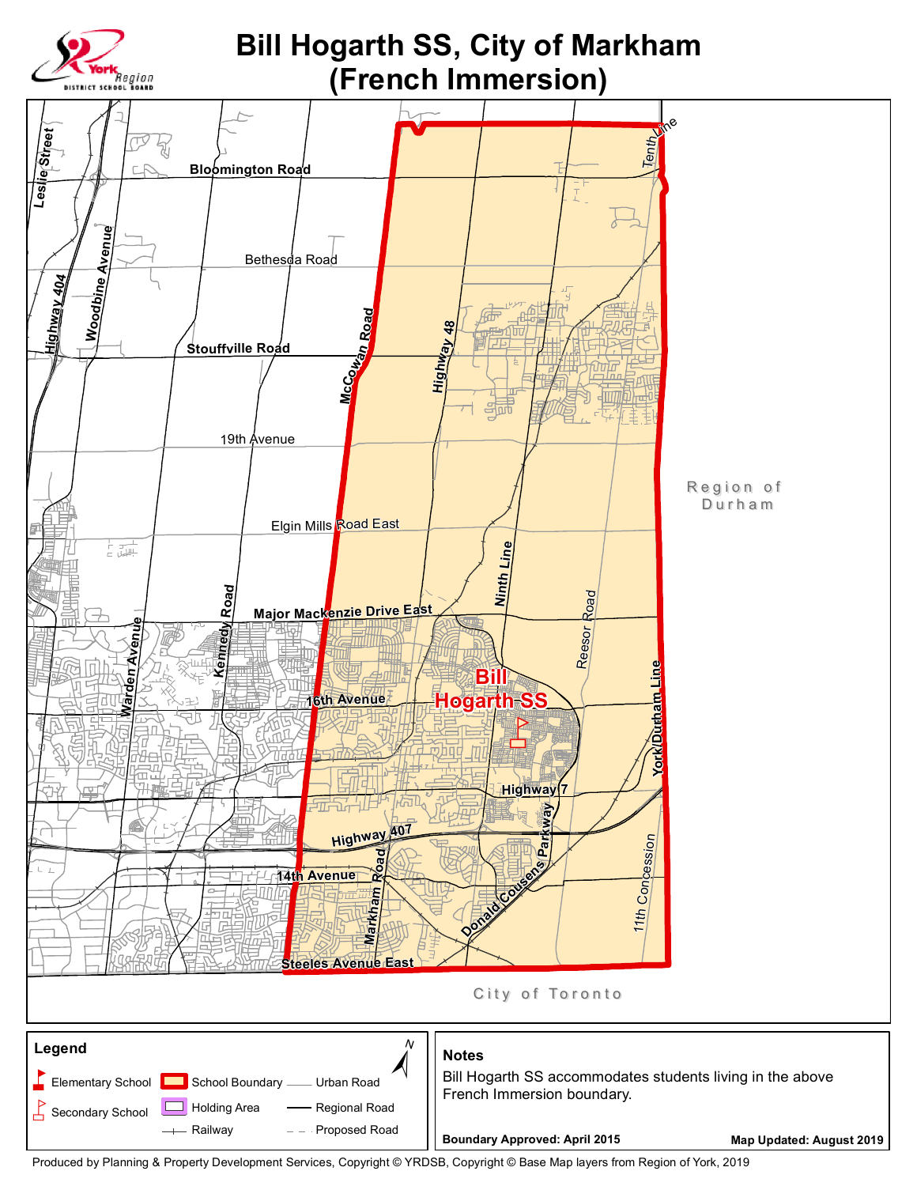# Bill Hogarth SS, City of Markham (French Immersion)

York Region DISTRICT SCHOOL BOARD

Bloomington Road
Bethesda Road
Stouffville Road
19th Avenue
Elgin Mills Road East
Major Mackenzie Drive East
16th Avenue
Highway 7
Highway 407
14th Avenue
Steeles Avenue East
Leslie Street
Highway 404
Woodbine Avenue
Warden Avenue
Kennedy Road
McCowan Road
Markham Road
Highway 48
Ninth Line
Reesor Road
Tenth Line
York/Durham Line
11th Concession
Donald Cousens Parkway

Bill Hogarth SS

Region of Durham

City of Toronto

## Legend

- Elementary School
- Secondary School
- School Boundary
- Holding Area
- Railway
- Urban Road
- Regional Road
- Proposed Road

N

## Notes

Bill Hogarth SS accommodates students living in the above French Immersion boundary.

**Boundary Approved: April 2015**

**Map Updated: August 2019**

Produced by Planning & Property Development Services, Copyright © YRDSB, Copyright © Base Map layers from Region of York, 2019